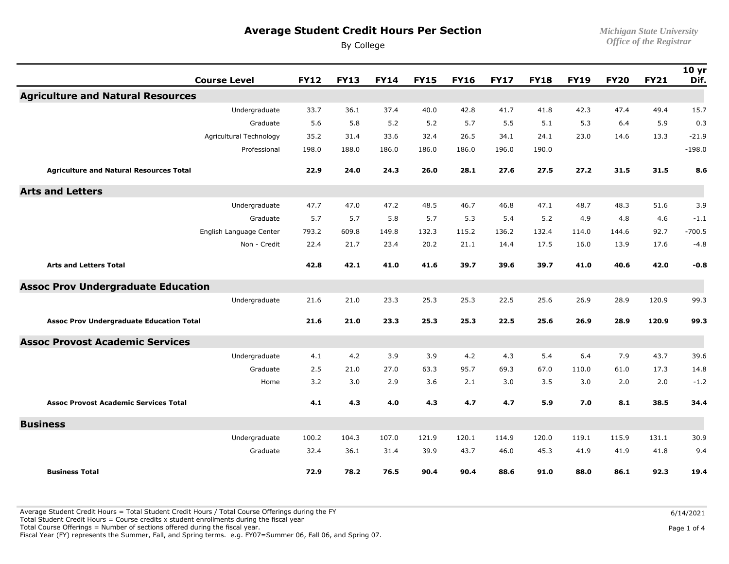# Average Student Credit Hours Per Section

By College

*Michigan State University*
*Office of the Registrar*

| Course Level | FY12 | FY13 | FY14 | FY15 | FY16 | FY17 | FY18 | FY19 | FY20 | FY21 | 10 yr Dif. |
|---|---|---|---|---|---|---|---|---|---|---|---|
| **Agriculture and Natural Resources** | | | | | | | | | | | |
| Undergraduate | 33.7 | 36.1 | 37.4 | 40.0 | 42.8 | 41.7 | 41.8 | 42.3 | 47.4 | 49.4 | 15.7 |
| Graduate | 5.6 | 5.8 | 5.2 | 5.2 | 5.7 | 5.5 | 5.1 | 5.3 | 6.4 | 5.9 | 0.3 |
| Agricultural Technology | 35.2 | 31.4 | 33.6 | 32.4 | 26.5 | 34.1 | 24.1 | 23.0 | 14.6 | 13.3 | -21.9 |
| Professional | 198.0 | 188.0 | 186.0 | 186.0 | 186.0 | 196.0 | 190.0 | | | | -198.0 |
| **Agriculture and Natural Resources Total** | **22.9** | **24.0** | **24.3** | **26.0** | **28.1** | **27.6** | **27.5** | **27.2** | **31.5** | **31.5** | **8.6** |
| **Arts and Letters** | | | | | | | | | | | |
| Undergraduate | 47.7 | 47.0 | 47.2 | 48.5 | 46.7 | 46.8 | 47.1 | 48.7 | 48.3 | 51.6 | 3.9 |
| Graduate | 5.7 | 5.7 | 5.8 | 5.7 | 5.3 | 5.4 | 5.2 | 4.9 | 4.8 | 4.6 | -1.1 |
| English Language Center | 793.2 | 609.8 | 149.8 | 132.3 | 115.2 | 136.2 | 132.4 | 114.0 | 144.6 | 92.7 | -700.5 |
| Non - Credit | 22.4 | 21.7 | 23.4 | 20.2 | 21.1 | 14.4 | 17.5 | 16.0 | 13.9 | 17.6 | -4.8 |
| **Arts and Letters Total** | **42.8** | **42.1** | **41.0** | **41.6** | **39.7** | **39.6** | **39.7** | **41.0** | **40.6** | **42.0** | **-0.8** |
| **Assoc Prov Undergraduate Education** | | | | | | | | | | | |
| Undergraduate | 21.6 | 21.0 | 23.3 | 25.3 | 25.3 | 22.5 | 25.6 | 26.9 | 28.9 | 120.9 | 99.3 |
| **Assoc Prov Undergraduate Education Total** | **21.6** | **21.0** | **23.3** | **25.3** | **25.3** | **22.5** | **25.6** | **26.9** | **28.9** | **120.9** | **99.3** |
| **Assoc Provost Academic Services** | | | | | | | | | | | |
| Undergraduate | 4.1 | 4.2 | 3.9 | 3.9 | 4.2 | 4.3 | 5.4 | 6.4 | 7.9 | 43.7 | 39.6 |
| Graduate | 2.5 | 21.0 | 27.0 | 63.3 | 95.7 | 69.3 | 67.0 | 110.0 | 61.0 | 17.3 | 14.8 |
| Home | 3.2 | 3.0 | 2.9 | 3.6 | 2.1 | 3.0 | 3.5 | 3.0 | 2.0 | 2.0 | -1.2 |
| **Assoc Provost Academic Services Total** | **4.1** | **4.3** | **4.0** | **4.3** | **4.7** | **4.7** | **5.9** | **7.0** | **8.1** | **38.5** | **34.4** |
| **Business** | | | | | | | | | | | |
| Undergraduate | 100.2 | 104.3 | 107.0 | 121.9 | 120.1 | 114.9 | 120.0 | 119.1 | 115.9 | 131.1 | 30.9 |
| Graduate | 32.4 | 36.1 | 31.4 | 39.9 | 43.7 | 46.0 | 45.3 | 41.9 | 41.9 | 41.8 | 9.4 |
| **Business Total** | **72.9** | **78.2** | **76.5** | **90.4** | **90.4** | **88.6** | **91.0** | **88.0** | **86.1** | **92.3** | **19.4** |

Average Student Credit Hours = Total Student Credit Hours / Total Course Offerings during the FY
Total Student Credit Hours = Course credits x student enrollments during the fiscal year
Total Course Offerings = Number of sections offered during the fiscal year.
Fiscal Year (FY) represents the Summer, Fall, and Spring terms. e.g. FY07=Summer 06, Fall 06, and Spring 07.

6/14/2021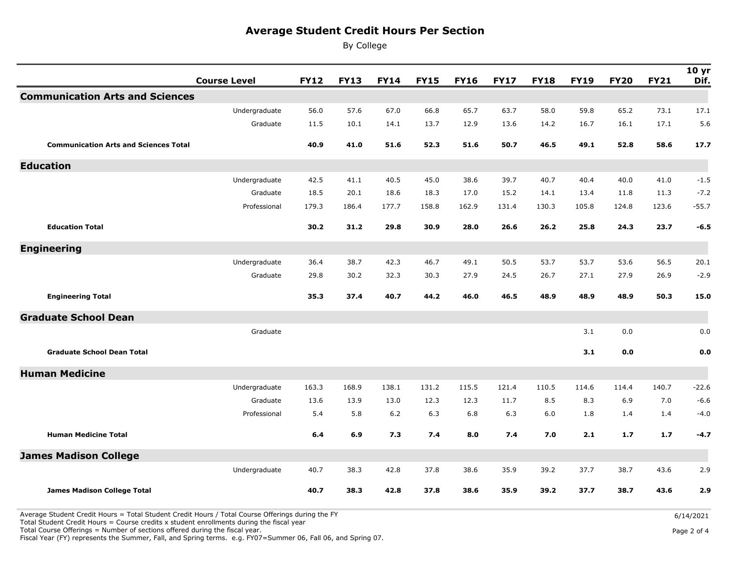# Average Student Credit Hours Per Section

By College

| | Course Level | FY12 | FY13 | FY14 | FY15 | FY16 | FY17 | FY18 | FY19 | FY20 | FY21 | 10 yr Dif. |
|---|---|---|---|---|---|---|---|---|---|---|---|---|
| **Communication Arts and Sciences** | | | | | | | | | | | | |
| | Undergraduate | 56.0 | 57.6 | 67.0 | 66.8 | 65.7 | 63.7 | 58.0 | 59.8 | 65.2 | 73.1 | 17.1 |
| | Graduate | 11.5 | 10.1 | 14.1 | 13.7 | 12.9 | 13.6 | 14.2 | 16.7 | 16.1 | 17.1 | 5.6 |
| **Communication Arts and Sciences Total** | | **40.9** | **41.0** | **51.6** | **52.3** | **51.6** | **50.7** | **46.5** | **49.1** | **52.8** | **58.6** | **17.7** |
| **Education** | | | | | | | | | | | | |
| | Undergraduate | 42.5 | 41.1 | 40.5 | 45.0 | 38.6 | 39.7 | 40.7 | 40.4 | 40.0 | 41.0 | -1.5 |
| | Graduate | 18.5 | 20.1 | 18.6 | 18.3 | 17.0 | 15.2 | 14.1 | 13.4 | 11.8 | 11.3 | -7.2 |
| | Professional | 179.3 | 186.4 | 177.7 | 158.8 | 162.9 | 131.4 | 130.3 | 105.8 | 124.8 | 123.6 | -55.7 |
| **Education Total** | | **30.2** | **31.2** | **29.8** | **30.9** | **28.0** | **26.6** | **26.2** | **25.8** | **24.3** | **23.7** | **-6.5** |
| **Engineering** | | | | | | | | | | | | |
| | Undergraduate | 36.4 | 38.7 | 42.3 | 46.7 | 49.1 | 50.5 | 53.7 | 53.7 | 53.6 | 56.5 | 20.1 |
| | Graduate | 29.8 | 30.2 | 32.3 | 30.3 | 27.9 | 24.5 | 26.7 | 27.1 | 27.9 | 26.9 | -2.9 |
| **Engineering Total** | | **35.3** | **37.4** | **40.7** | **44.2** | **46.0** | **46.5** | **48.9** | **48.9** | **48.9** | **50.3** | **15.0** |
| **Graduate School Dean** | | | | | | | | | | | | |
| | Graduate | | | | | | | | 3.1 | 0.0 | | 0.0 |
| **Graduate School Dean Total** | | | | | | | | | **3.1** | **0.0** | | **0.0** |
| **Human Medicine** | | | | | | | | | | | | |
| | Undergraduate | 163.3 | 168.9 | 138.1 | 131.2 | 115.5 | 121.4 | 110.5 | 114.6 | 114.4 | 140.7 | -22.6 |
| | Graduate | 13.6 | 13.9 | 13.0 | 12.3 | 12.3 | 11.7 | 8.5 | 8.3 | 6.9 | 7.0 | -6.6 |
| | Professional | 5.4 | 5.8 | 6.2 | 6.3 | 6.8 | 6.3 | 6.0 | 1.8 | 1.4 | 1.4 | -4.0 |
| **Human Medicine Total** | | **6.4** | **6.9** | **7.3** | **7.4** | **8.0** | **7.4** | **7.0** | **2.1** | **1.7** | **1.7** | **-4.7** |
| **James Madison College** | | | | | | | | | | | | |
| | Undergraduate | 40.7 | 38.3 | 42.8 | 37.8 | 38.6 | 35.9 | 39.2 | 37.7 | 38.7 | 43.6 | 2.9 |
| **James Madison College Total** | | **40.7** | **38.3** | **42.8** | **37.8** | **38.6** | **35.9** | **39.2** | **37.7** | **38.7** | **43.6** | **2.9** |

Average Student Credit Hours = Total Student Credit Hours / Total Course Offerings during the FY
Total Student Credit Hours = Course credits x student enrollments during the fiscal year
Total Course Offerings = Number of sections offered during the fiscal year.
Fiscal Year (FY) represents the Summer, Fall, and Spring terms. e.g. FY07=Summer 06, Fall 06, and Spring 07.

6/14/2021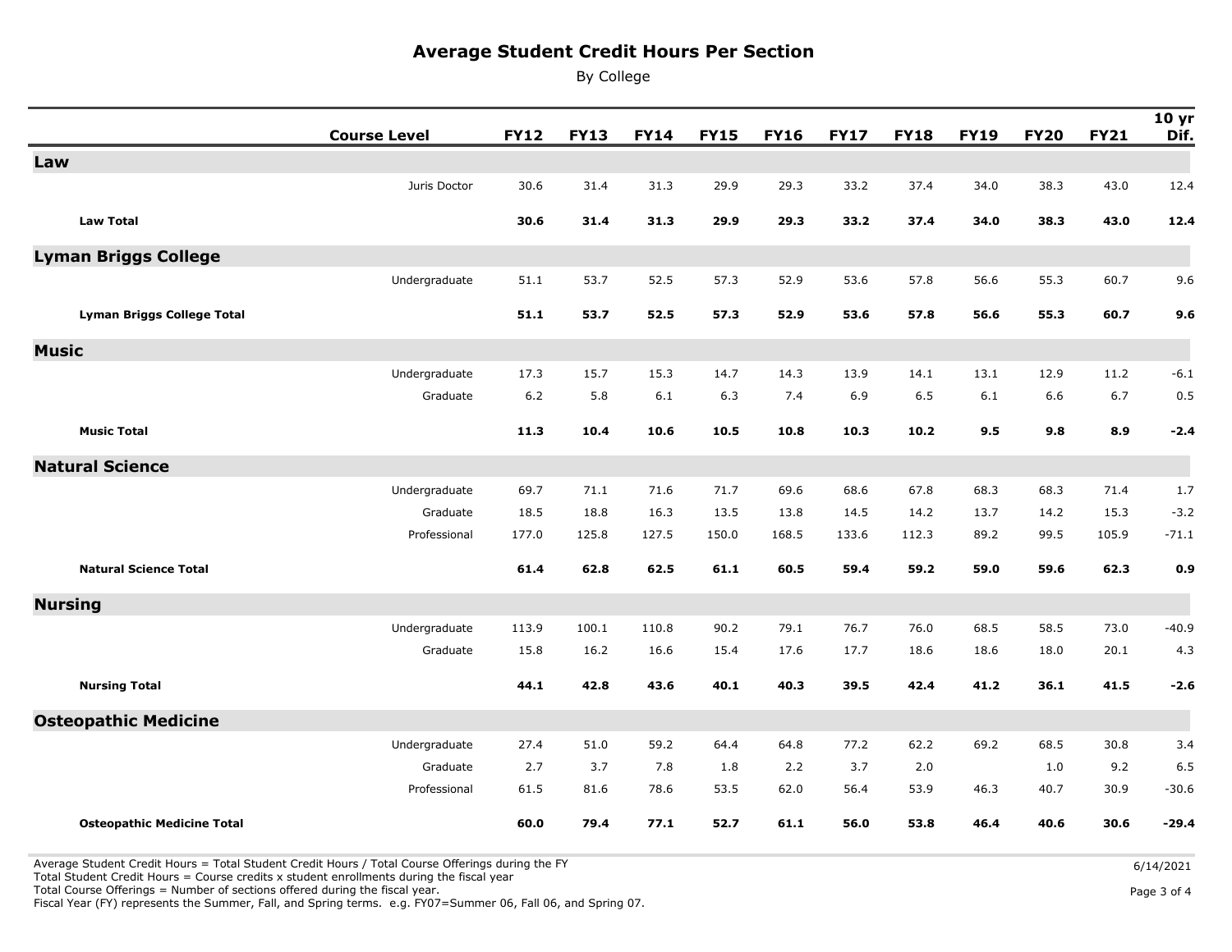# Average Student Credit Hours Per Section

By College

| | Course Level | FY12 | FY13 | FY14 | FY15 | FY16 | FY17 | FY18 | FY19 | FY20 | FY21 | 10 yr Dif. |
|---|---|---|---|---|---|---|---|---|---|---|---|---|
| **Law** | | | | | | | | | | | | |
| | Juris Doctor | 30.6 | 31.4 | 31.3 | 29.9 | 29.3 | 33.2 | 37.4 | 34.0 | 38.3 | 43.0 | 12.4 |
| **Law Total** | | **30.6** | **31.4** | **31.3** | **29.9** | **29.3** | **33.2** | **37.4** | **34.0** | **38.3** | **43.0** | **12.4** |
| **Lyman Briggs College** | | | | | | | | | | | | |
| | Undergraduate | 51.1 | 53.7 | 52.5 | 57.3 | 52.9 | 53.6 | 57.8 | 56.6 | 55.3 | 60.7 | 9.6 |
| **Lyman Briggs College Total** | | **51.1** | **53.7** | **52.5** | **57.3** | **52.9** | **53.6** | **57.8** | **56.6** | **55.3** | **60.7** | **9.6** |
| **Music** | | | | | | | | | | | | |
| | Undergraduate | 17.3 | 15.7 | 15.3 | 14.7 | 14.3 | 13.9 | 14.1 | 13.1 | 12.9 | 11.2 | -6.1 |
| | Graduate | 6.2 | 5.8 | 6.1 | 6.3 | 7.4 | 6.9 | 6.5 | 6.1 | 6.6 | 6.7 | 0.5 |
| **Music Total** | | **11.3** | **10.4** | **10.6** | **10.5** | **10.8** | **10.3** | **10.2** | **9.5** | **9.8** | **8.9** | **-2.4** |
| **Natural Science** | | | | | | | | | | | | |
| | Undergraduate | 69.7 | 71.1 | 71.6 | 71.7 | 69.6 | 68.6 | 67.8 | 68.3 | 68.3 | 71.4 | 1.7 |
| | Graduate | 18.5 | 18.8 | 16.3 | 13.5 | 13.8 | 14.5 | 14.2 | 13.7 | 14.2 | 15.3 | -3.2 |
| | Professional | 177.0 | 125.8 | 127.5 | 150.0 | 168.5 | 133.6 | 112.3 | 89.2 | 99.5 | 105.9 | -71.1 |
| **Natural Science Total** | | **61.4** | **62.8** | **62.5** | **61.1** | **60.5** | **59.4** | **59.2** | **59.0** | **59.6** | **62.3** | **0.9** |
| **Nursing** | | | | | | | | | | | | |
| | Undergraduate | 113.9 | 100.1 | 110.8 | 90.2 | 79.1 | 76.7 | 76.0 | 68.5 | 58.5 | 73.0 | -40.9 |
| | Graduate | 15.8 | 16.2 | 16.6 | 15.4 | 17.6 | 17.7 | 18.6 | 18.6 | 18.0 | 20.1 | 4.3 |
| **Nursing Total** | | **44.1** | **42.8** | **43.6** | **40.1** | **40.3** | **39.5** | **42.4** | **41.2** | **36.1** | **41.5** | **-2.6** |
| **Osteopathic Medicine** | | | | | | | | | | | | |
| | Undergraduate | 27.4 | 51.0 | 59.2 | 64.4 | 64.8 | 77.2 | 62.2 | 69.2 | 68.5 | 30.8 | 3.4 |
| | Graduate | 2.7 | 3.7 | 7.8 | 1.8 | 2.2 | 3.7 | 2.0 | | 1.0 | 9.2 | 6.5 |
| | Professional | 61.5 | 81.6 | 78.6 | 53.5 | 62.0 | 56.4 | 53.9 | 46.3 | 40.7 | 30.9 | -30.6 |
| **Osteopathic Medicine Total** | | **60.0** | **79.4** | **77.1** | **52.7** | **61.1** | **56.0** | **53.8** | **46.4** | **40.6** | **30.6** | **-29.4** |

Average Student Credit Hours = Total Student Credit Hours / Total Course Offerings during the FY
Total Student Credit Hours = Course credits x student enrollments during the fiscal year
Total Course Offerings = Number of sections offered during the fiscal year.
Fiscal Year (FY) represents the Summer, Fall, and Spring terms. e.g. FY07=Summer 06, Fall 06, and Spring 07.

6/14/2021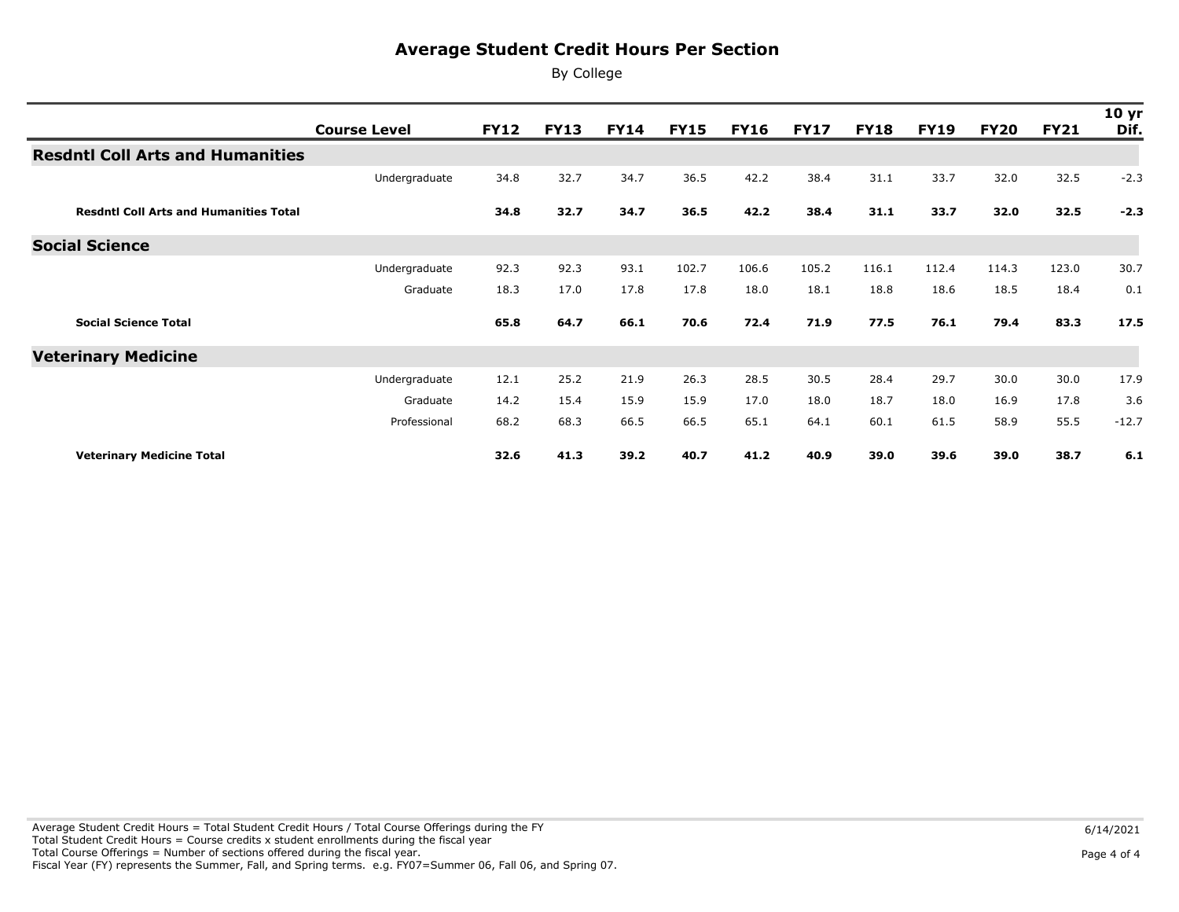# Average Student Credit Hours Per Section

By College

| | Course Level | FY12 | FY13 | FY14 | FY15 | FY16 | FY17 | FY18 | FY19 | FY20 | FY21 | 10 yr Dif. |
|---|---|---|---|---|---|---|---|---|---|---|---|---|
| **Resdntl Coll Arts and Humanities** | | | | | | | | | | | | |
| | Undergraduate | 34.8 | 32.7 | 34.7 | 36.5 | 42.2 | 38.4 | 31.1 | 33.7 | 32.0 | 32.5 | -2.3 |
| **Resdntl Coll Arts and Humanities Total** | | **34.8** | **32.7** | **34.7** | **36.5** | **42.2** | **38.4** | **31.1** | **33.7** | **32.0** | **32.5** | **-2.3** |
| **Social Science** | | | | | | | | | | | | |
| | Undergraduate | 92.3 | 92.3 | 93.1 | 102.7 | 106.6 | 105.2 | 116.1 | 112.4 | 114.3 | 123.0 | 30.7 |
| | Graduate | 18.3 | 17.0 | 17.8 | 17.8 | 18.0 | 18.1 | 18.8 | 18.6 | 18.5 | 18.4 | 0.1 |
| **Social Science Total** | | **65.8** | **64.7** | **66.1** | **70.6** | **72.4** | **71.9** | **77.5** | **76.1** | **79.4** | **83.3** | **17.5** |
| **Veterinary Medicine** | | | | | | | | | | | | |
| | Undergraduate | 12.1 | 25.2 | 21.9 | 26.3 | 28.5 | 30.5 | 28.4 | 29.7 | 30.0 | 30.0 | 17.9 |
| | Graduate | 14.2 | 15.4 | 15.9 | 15.9 | 17.0 | 18.0 | 18.7 | 18.0 | 16.9 | 17.8 | 3.6 |
| | Professional | 68.2 | 68.3 | 66.5 | 66.5 | 65.1 | 64.1 | 60.1 | 61.5 | 58.9 | 55.5 | -12.7 |
| **Veterinary Medicine Total** | | **32.6** | **41.3** | **39.2** | **40.7** | **41.2** | **40.9** | **39.0** | **39.6** | **39.0** | **38.7** | **6.1** |

Average Student Credit Hours = Total Student Credit Hours / Total Course Offerings during the FY
Total Student Credit Hours = Course credits x student enrollments during the fiscal year
Total Course Offerings = Number of sections offered during the fiscal year.
Fiscal Year (FY) represents the Summer, Fall, and Spring terms. e.g. FY07=Summer 06, Fall 06, and Spring 07.

6/14/2021